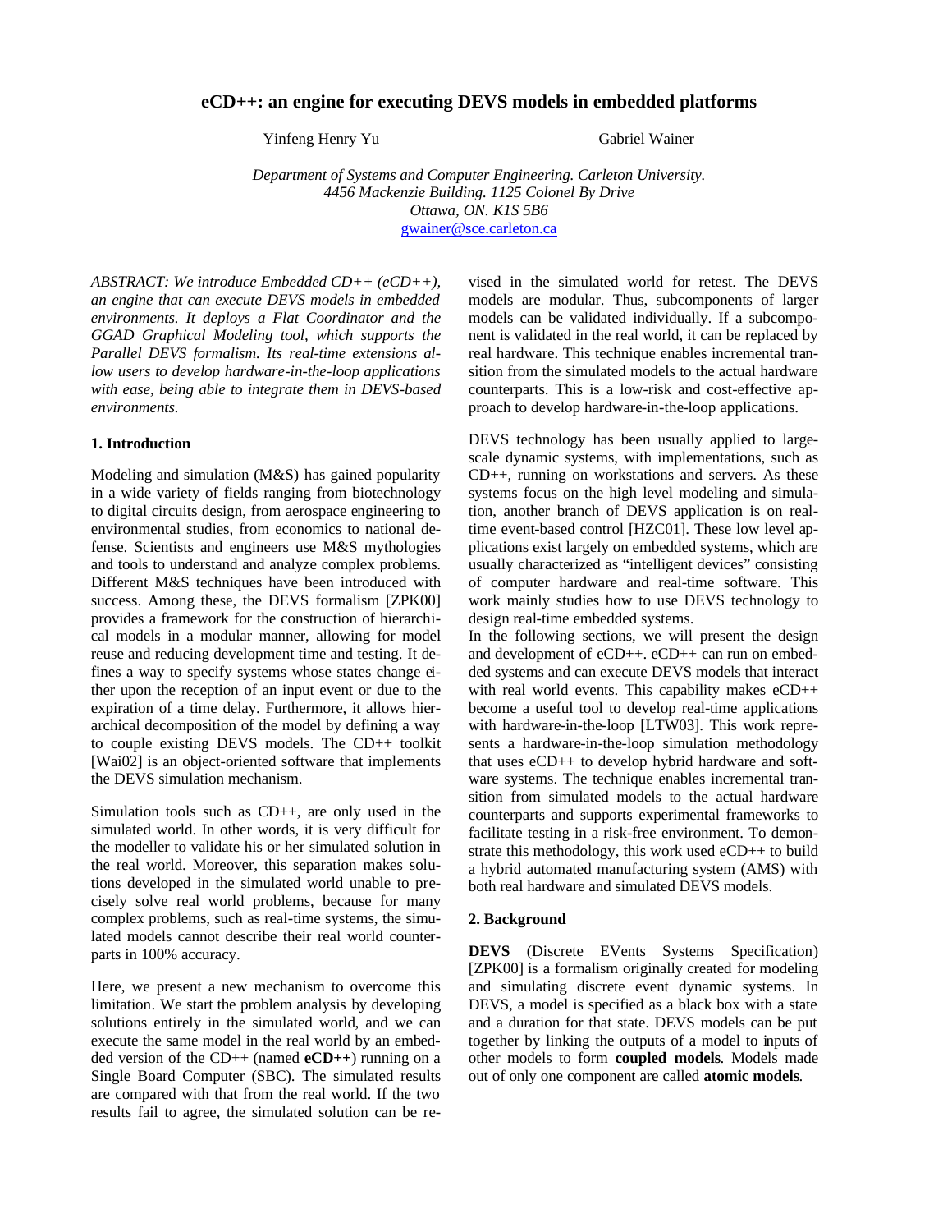# eCD++: an engine for executing DEVS models in embedded platforms

Yinfeng Henry Yu Gabriel Wainer

*Department of Systems and Computer Engineering. Carleton University.*
*4456 Mackenzie Building. 1125 Colonel By Drive*
*Ottawa, ON. K1S 5B6*
gwainer@sce.carleton.ca

*ABSTRACT: We introduce Embedded CD++ (eCD++), an engine that can execute DEVS models in embedded environments. It deploys a Flat Coordinator and the GGAD Graphical Modeling tool, which supports the Parallel DEVS formalism. Its real-time extensions allow users to develop hardware-in-the-loop applications with ease, being able to integrate them in DEVS-based environments.*

## 1. Introduction

Modeling and simulation (M&S) has gained popularity in a wide variety of fields ranging from biotechnology to digital circuits design, from aerospace engineering to environmental studies, from economics to national defense. Scientists and engineers use M&S mythologies and tools to understand and analyze complex problems. Different M&S techniques have been introduced with success. Among these, the DEVS formalism [ZPK00] provides a framework for the construction of hierarchical models in a modular manner, allowing for model reuse and reducing development time and testing. It defines a way to specify systems whose states change either upon the reception of an input event or due to the expiration of a time delay. Furthermore, it allows hierarchical decomposition of the model by defining a way to couple existing DEVS models. The CD++ toolkit [Wai02] is an object-oriented software that implements the DEVS simulation mechanism.

Simulation tools such as CD++, are only used in the simulated world. In other words, it is very difficult for the modeller to validate his or her simulated solution in the real world. Moreover, this separation makes solutions developed in the simulated world unable to precisely solve real world problems, because for many complex problems, such as real-time systems, the simulated models cannot describe their real world counterparts in 100% accuracy.

Here, we present a new mechanism to overcome this limitation. We start the problem analysis by developing solutions entirely in the simulated world, and we can execute the same model in the real world by an embedded version of the CD++ (named **eCD++**) running on a Single Board Computer (SBC). The simulated results are compared with that from the real world. If the two results fail to agree, the simulated solution can be revised in the simulated world for retest. The DEVS models are modular. Thus, subcomponents of larger models can be validated individually. If a subcomponent is validated in the real world, it can be replaced by real hardware. This technique enables incremental transition from the simulated models to the actual hardware counterparts. This is a low-risk and cost-effective approach to develop hardware-in-the-loop applications.

DEVS technology has been usually applied to large-scale dynamic systems, with implementations, such as CD++, running on workstations and servers. As these systems focus on the high level modeling and simulation, another branch of DEVS application is on real-time event-based control [HZC01]. These low level applications exist largely on embedded systems, which are usually characterized as "intelligent devices" consisting of computer hardware and real-time software. This work mainly studies how to use DEVS technology to design real-time embedded systems.

In the following sections, we will present the design and development of eCD++. eCD++ can run on embedded systems and can execute DEVS models that interact with real world events. This capability makes eCD++ become a useful tool to develop real-time applications with hardware-in-the-loop [LTW03]. This work represents a hardware-in-the-loop simulation methodology that uses eCD++ to develop hybrid hardware and software systems. The technique enables incremental transition from simulated models to the actual hardware counterparts and supports experimental frameworks to facilitate testing in a risk-free environment. To demonstrate this methodology, this work used eCD++ to build a hybrid automated manufacturing system (AMS) with both real hardware and simulated DEVS models.

## 2. Background

**DEVS** (Discrete EVents Systems Specification) [ZPK00] is a formalism originally created for modeling and simulating discrete event dynamic systems. In DEVS, a model is specified as a black box with a state and a duration for that state. DEVS models can be put together by linking the outputs of a model to inputs of other models to form **coupled models**. Models made out of only one component are called **atomic models**.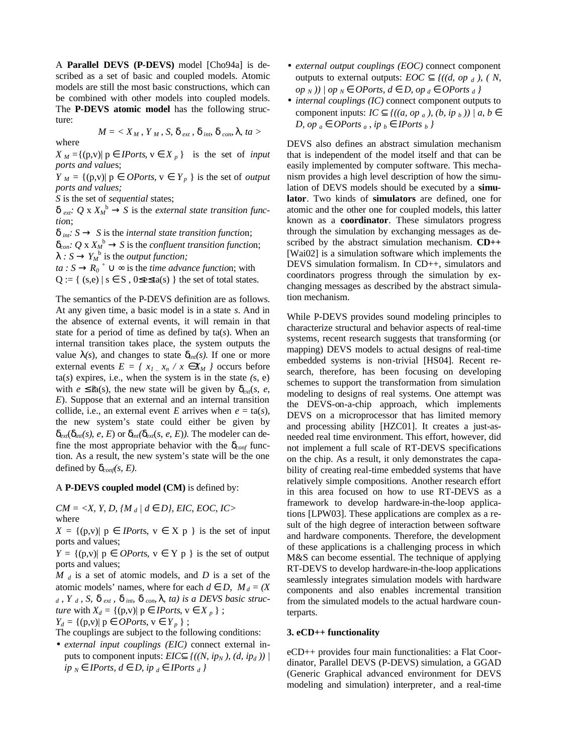A **Parallel DEVS (P-DEVS)** model [Cho94a] is described as a set of basic and coupled models. Atomic models are still the most basic constructions, which can be combined with other models into coupled models. The **P-DEVS atomic model** has the following structure:

$$M = < X_M , Y_M , S, \delta_{ext} , \delta_{int}, \delta_{con}, \lambda, ta >$$

where

$X_M = \{(p,v) | p \in IPorts, v \in X_p \}$ is the set of *input ports and values*;

$Y_M = \{(p,v) | p \in OPorts, v \in Y_p \}$ is the set of *output ports and values;*

$S$ is the set of *sequential* states;

$\delta_{ext}: Q \times X_M^b \rightarrow S$ is the *external state transition function*;

$\delta_{int}: S \rightarrow S$ is the *internal state transition function*;

$\delta_{con}: Q \times X_M^b \rightarrow S$ is the *confluent transition function*;

$\lambda : S \rightarrow Y_M^b$ is the *output function;*

$ta : S \rightarrow R_0^+ \cup \infty$ is the *time advance function*; with

$Q := \{ (s,e) | s \in S , 0 \leq e \leq ta(s) \}$ the set of total states.

The semantics of the P-DEVS definition are as follows. At any given time, a basic model is in a state *s*. And in the absence of external events, it will remain in that state for a period of time as defined by ta(*s*). When an internal transition takes place, the system outputs the value $\lambda(s)$, and changes to state $\delta_{int}(s)$. If one or more external events $E = \{ x_1 .. x_n / x \in X_M \}$ occurs before ta(*s*) expires, i.e., when the system is in the state (s, e) with $e \leq ta(s)$, the new state will be given by $\delta_{ext}(s, e, E)$. Suppose that an external and an internal transition collide, i.e., an external event *E* arrives when $e = ta(s)$, the new system's state could either be given by $\delta_{ext}(\delta_{int}(s), e, E)$ or $\delta_{int}(\delta_{ext}(s, e, E))$. The modeler can define the most appropriate behavior with the $\delta_{conf}$ function. As a result, the new system's state will be the one defined by $\delta_{conf}(s, E)$.

A **P-DEVS coupled model (CM)** is defined by:

$CM = <X, Y, D, \{M_d \mid d \in D\}, EIC, EOC, IC>$

where

$X = \{(p,v) | p \in IPorts, v \in X_p \}$ is the set of input ports and values;

$Y = \{(p,v) | p \in OPorts, v \in Y_p \}$ is the set of output ports and values;

$M_d$ is a set of atomic models, and $D$ is a set of the atomic models' names, where for each $d \in D$, $M_d = (X_d , Y_d , S, \delta_{ext} , \delta_{int}, \delta_{con}, \lambda, ta)$ *is a DEVS basic structure* with $X_d = \{(p,v) | p \in IPorts, v \in X_p \}$ ;

$Y_d = \{(p,v) | p \in OPorts, v \in Y_p \}$ ;

The couplings are subject to the following conditions:

- *external input couplings (EIC)* connect external inputs to component inputs: $EIC \subseteq \{((N, ip_N ), (d, ip_d )) \mid ip_N \in IPorts, d \in D, ip_d \in IPorts_d \}$
- *external output couplings (EOC)* connect component outputs to external outputs: $EOC \subseteq \{((d, op_d ), ( N, op_N )) \mid op_N \in OPorts, d \in D, op_d \in OPorts_d \}$
- *internal couplings (IC)* connect component outputs to component inputs: $IC \subseteq \{((a, op_a ), (b, ip_b )) \mid a, b \in D, op_a \in OPorts_a , ip_b \in IPorts_b \}$

DEVS also defines an abstract simulation mechanism that is independent of the model itself and that can be easily implemented by computer software. This mechanism provides a high level description of how the simulation of DEVS models should be executed by a **simulator**. Two kinds of **simulators** are defined, one for atomic and the other one for coupled models, this latter known as a **coordinator**. These simulators progress through the simulation by exchanging messages as described by the abstract simulation mechanism. **CD++** [Wai02] is a simulation software which implements the DEVS simulation formalism. In CD++, simulators and coordinators progress through the simulation by exchanging messages as described by the abstract simulation mechanism.

While P-DEVS provides sound modeling principles to characterize structural and behavior aspects of real-time systems, recent research suggests that transforming (or mapping) DEVS models to actual designs of real-time embedded systems is non-trivial [HS04]. Recent research, therefore, has been focusing on developing schemes to support the transformation from simulation modeling to designs of real systems. One attempt was the DEVS-on-a-chip approach, which implements DEVS on a microprocessor that has limited memory and processing ability [HZC01]. It creates a just-as-needed real time environment. This effort, however, did not implement a full scale of RT-DEVS specifications on the chip. As a result, it only demonstrates the capability of creating real-time embedded systems that have relatively simple compositions. Another research effort in this area focused on how to use RT-DEVS as a framework to develop hardware-in-the-loop applications [LPW03]. These applications are complex as a result of the high degree of interaction between software and hardware components. Therefore, the development of these applications is a challenging process in which M&S can become essential. The technique of applying RT-DEVS to develop hardware-in-the-loop applications seamlessly integrates simulation models with hardware components and also enables incremental transition from the simulated models to the actual hardware counterparts.

### 3. eCD++ functionality

eCD++ provides four main functionalities: a Flat Coordinator, Parallel DEVS (P-DEVS) simulation, a GGAD (Generic Graphical advanced environment for DEVS modeling and simulation) interpreter, and a real-time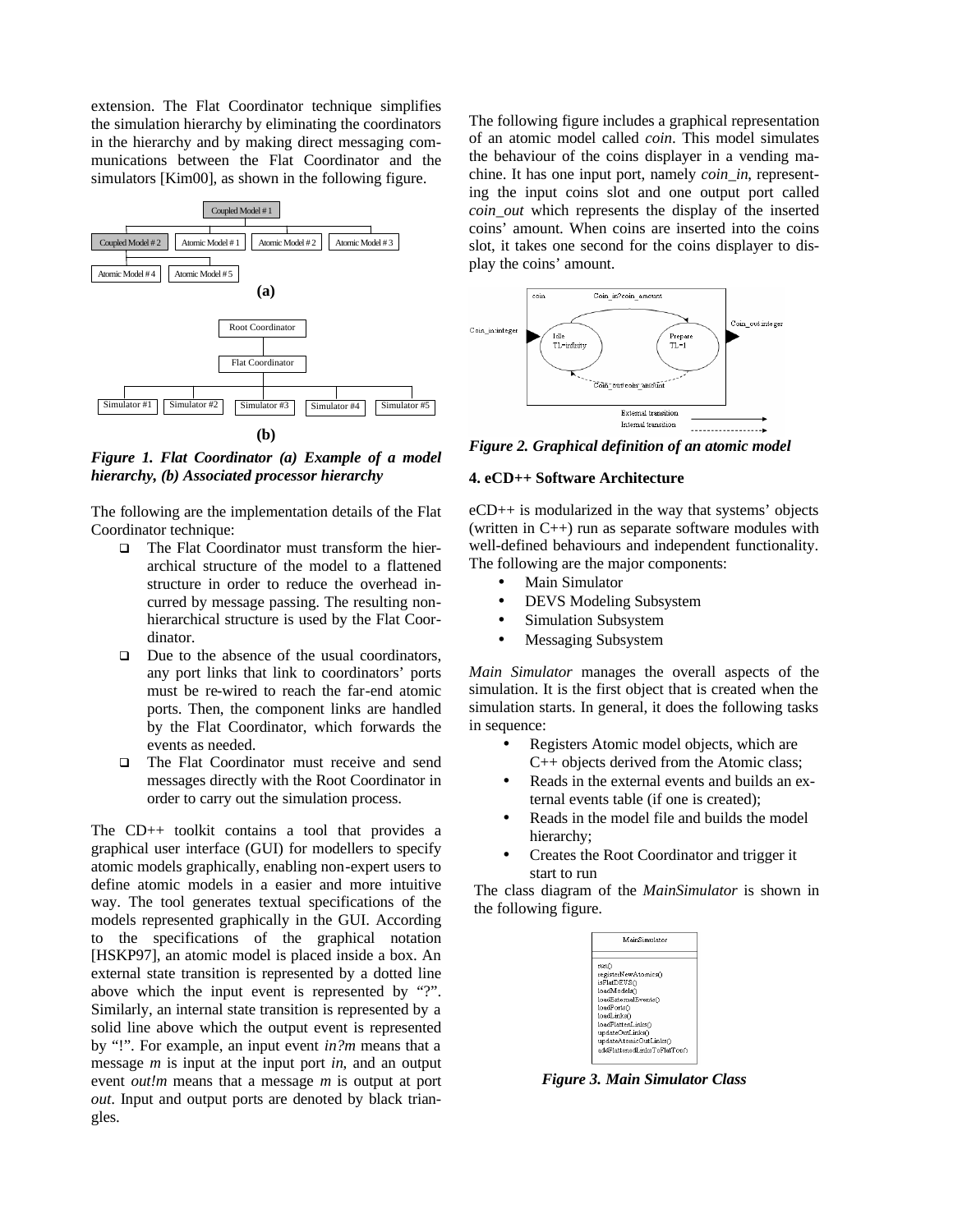extension. The Flat Coordinator technique simplifies the simulation hierarchy by eliminating the coordinators in the hierarchy and by making direct messaging communications between the Flat Coordinator and the simulators [Kim00], as shown in the following figure.

*Figure 1. Flat Coordinator (a) Example of a model hierarchy, (b) Associated processor hierarchy*

The following are the implementation details of the Flat Coordinator technique:

- The Flat Coordinator must transform the hierarchical structure of the model to a flattened structure in order to reduce the overhead incurred by message passing. The resulting non-hierarchical structure is used by the Flat Coordinator.
- Due to the absence of the usual coordinators, any port links that link to coordinators' ports must be re-wired to reach the far-end atomic ports. Then, the component links are handled by the Flat Coordinator, which forwards the events as needed.
- The Flat Coordinator must receive and send messages directly with the Root Coordinator in order to carry out the simulation process.

The CD++ toolkit contains a tool that provides a graphical user interface (GUI) for modellers to specify atomic models graphically, enabling non-expert users to define atomic models in a easier and more intuitive way. The tool generates textual specifications of the models represented graphically in the GUI. According to the specifications of the graphical notation [HSKP97], an atomic model is placed inside a box. An external state transition is represented by a dotted line above which the input event is represented by "?". Similarly, an internal state transition is represented by a solid line above which the output event is represented by "!". For example, an input event *in?m* means that a message *m* is input at the input port *in*, and an output event *out!m* means that a message *m* is output at port *out*. Input and output ports are denoted by black triangles.

The following figure includes a graphical representation of an atomic model called *coin*. This model simulates the behaviour of the coins displayer in a vending machine. It has one input port, namely *coin_in*, representing the input coins slot and one output port called *coin_out* which represents the display of the inserted coins' amount. When coins are inserted into the coins slot, it takes one second for the coins displayer to display the coins' amount.

*Figure 2. Graphical definition of an atomic model*

### 4. eCD++ Software Architecture

eCD++ is modularized in the way that systems' objects (written in C++) run as separate software modules with well-defined behaviours and independent functionality. The following are the major components:

- Main Simulator
- DEVS Modeling Subsystem
- Simulation Subsystem
- Messaging Subsystem

*Main Simulator* manages the overall aspects of the simulation. It is the first object that is created when the simulation starts. In general, it does the following tasks in sequence:

- Registers Atomic model objects, which are C++ objects derived from the Atomic class;
- Reads in the external events and builds an external events table (if one is created);
- Reads in the model file and builds the model hierarchy;
- Creates the Root Coordinator and trigger it start to run

The class diagram of the *MainSimulator* is shown in the following figure.

*Figure 3. Main Simulator Class*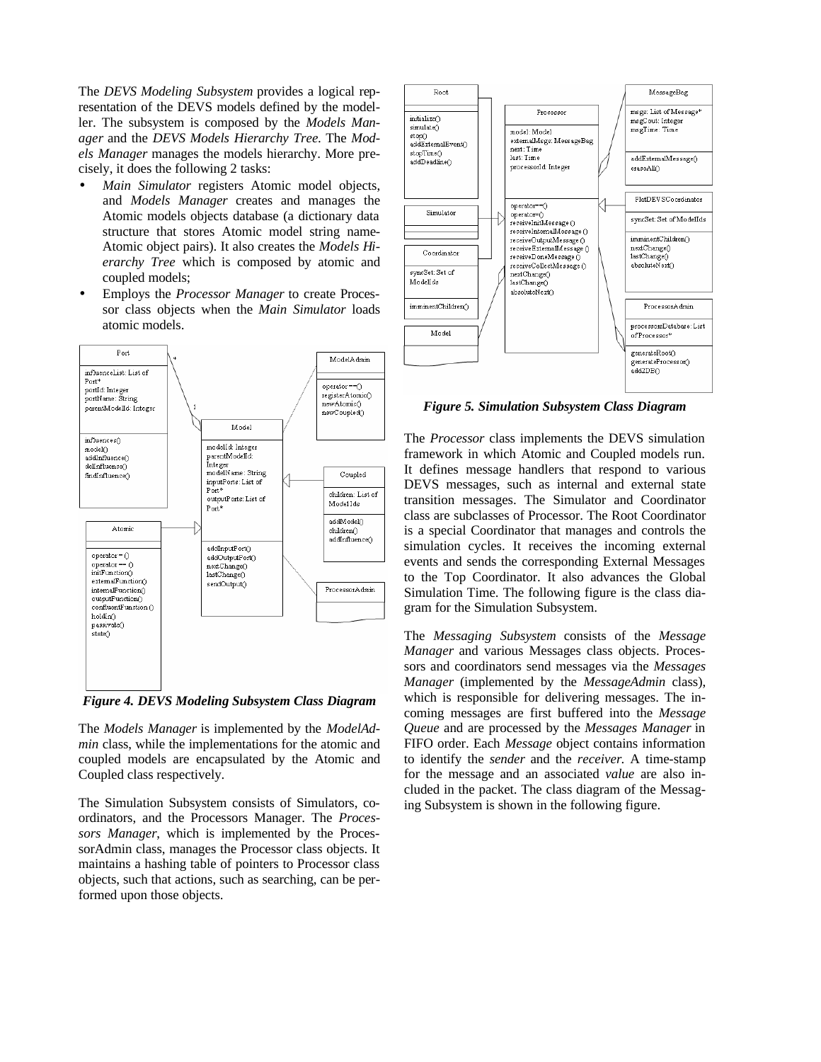The *DEVS Modeling Subsystem* provides a logical representation of the DEVS models defined by the modeller. The subsystem is composed by the *Models Manager* and the *DEVS Models Hierarchy Tree*. The *Models Manager* manages the models hierarchy. More precisely, it does the following 2 tasks:

- *Main Simulator* registers Atomic model objects, and *Models Manager* creates and manages the Atomic models objects database (a dictionary data structure that stores Atomic model string name-Atomic object pairs). It also creates the *Models Hierarchy Tree* which is composed by atomic and coupled models;
- Employs the *Processor Manager* to create Processor class objects when the *Main Simulator* loads atomic models.

***Figure 4. DEVS Modeling Subsystem Class Diagram***

The *Models Manager* is implemented by the *ModelAdmin* class, while the implementations for the atomic and coupled models are encapsulated by the Atomic and Coupled class respectively.

The Simulation Subsystem consists of Simulators, coordinators, and the Processors Manager. The *Processors Manager*, which is implemented by the ProcessorAdmin class, manages the Processor class objects. It maintains a hashing table of pointers to Processor class objects, such that actions, such as searching, can be performed upon those objects.

***Figure 5. Simulation Subsystem Class Diagram***

The *Processor* class implements the DEVS simulation framework in which Atomic and Coupled models run. It defines message handlers that respond to various DEVS messages, such as internal and external state transition messages. The Simulator and Coordinator class are subclasses of Processor. The Root Coordinator is a special Coordinator that manages and controls the simulation cycles. It receives the incoming external events and sends the corresponding External Messages to the Top Coordinator. It also advances the Global Simulation Time. The following figure is the class diagram for the Simulation Subsystem.

The *Messaging Subsystem* consists of the *Message Manager* and various Messages class objects. Processors and coordinators send messages via the *Messages Manager* (implemented by the *MessageAdmin* class), which is responsible for delivering messages. The incoming messages are first buffered into the *Message Queue* and are processed by the *Messages Manager* in FIFO order. Each *Message* object contains information to identify the *sender* and the *receiver*. A time-stamp for the message and an associated *value* are also included in the packet. The class diagram of the Messaging Subsystem is shown in the following figure.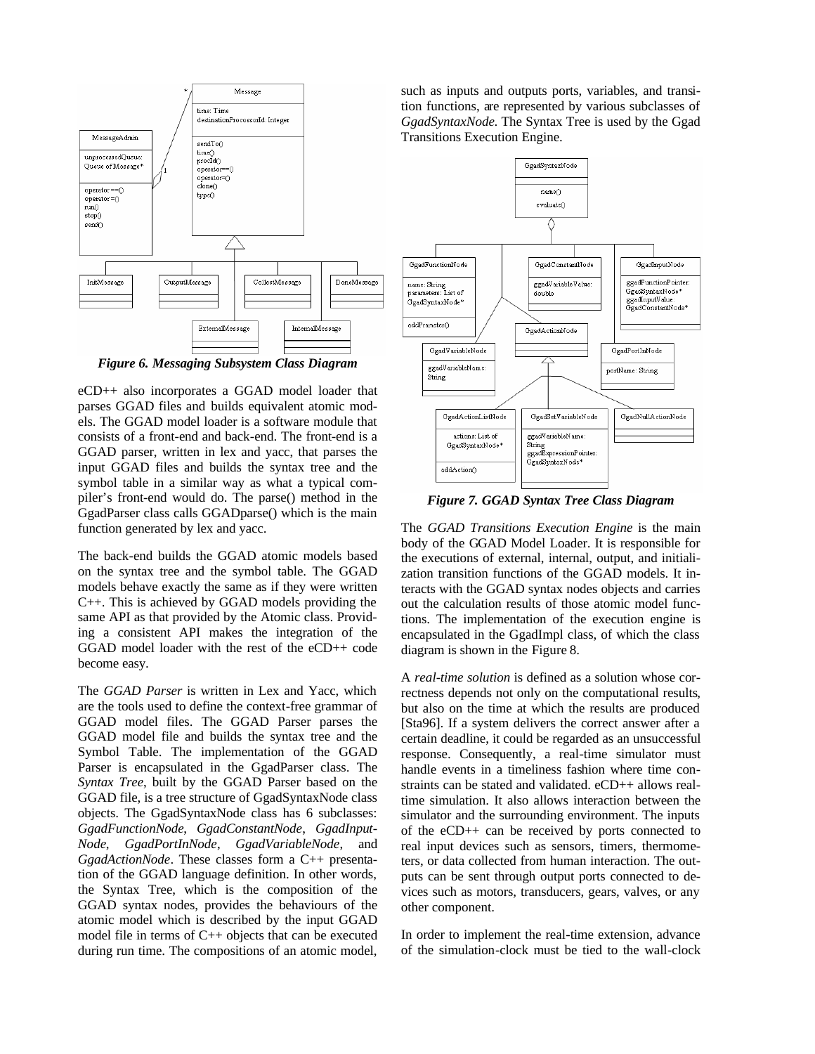*Figure 6. Messaging Subsystem Class Diagram*

eCD++ also incorporates a GGAD model loader that parses GGAD files and builds equivalent atomic models. The GGAD model loader is a software module that consists of a front-end and back-end. The front-end is a GGAD parser, written in lex and yacc, that parses the input GGAD files and builds the syntax tree and the symbol table in a similar way as what a typical compiler's front-end would do. The parse() method in the GgadParser class calls GGADparse() which is the main function generated by lex and yacc.

The back-end builds the GGAD atomic models based on the syntax tree and the symbol table. The GGAD models behave exactly the same as if they were written C++. This is achieved by GGAD models providing the same API as that provided by the Atomic class. Providing a consistent API makes the integration of the GGAD model loader with the rest of the eCD++ code become easy.

The *GGAD Parser* is written in Lex and Yacc, which are the tools used to define the context-free grammar of GGAD model files. The GGAD Parser parses the GGAD model file and builds the syntax tree and the Symbol Table. The implementation of the GGAD Parser is encapsulated in the GgadParser class. The *Syntax Tree*, built by the GGAD Parser based on the GGAD file, is a tree structure of GgadSyntaxNode class objects. The GgadSyntaxNode class has 6 subclasses: *GgadFunctionNode*, *GgadConstantNode*, *GgadInputNode*, *GgadPortInNode*, *GgadVariableNode*, and *GgadActionNode*. These classes form a C++ presentation of the GGAD language definition. In other words, the Syntax Tree, which is the composition of the GGAD syntax nodes, provides the behaviours of the atomic model which is described by the input GGAD model file in terms of C++ objects that can be executed during run time. The compositions of an atomic model, such as inputs and outputs ports, variables, and transition functions, are represented by various subclasses of *GgadSyntaxNode*. The Syntax Tree is used by the Ggad Transitions Execution Engine.

*Figure 7. GGAD Syntax Tree Class Diagram*

The *GGAD Transitions Execution Engine* is the main body of the GGAD Model Loader. It is responsible for the executions of external, internal, output, and initialization transition functions of the GGAD models. It interacts with the GGAD syntax nodes objects and carries out the calculation results of those atomic model functions. The implementation of the execution engine is encapsulated in the GgadImpl class, of which the class diagram is shown in the Figure 8.

A *real-time solution* is defined as a solution whose correctness depends not only on the computational results, but also on the time at which the results are produced [Sta96]. If a system delivers the correct answer after a certain deadline, it could be regarded as an unsuccessful response. Consequently, a real-time simulator must handle events in a timeliness fashion where time constraints can be stated and validated. eCD++ allows real-time simulation. It also allows interaction between the simulator and the surrounding environment. The inputs of the eCD++ can be received by ports connected to real input devices such as sensors, timers, thermometers, or data collected from human interaction. The outputs can be sent through output ports connected to devices such as motors, transducers, gears, valves, or any other component.

In order to implement the real-time extension, advance of the simulation-clock must be tied to the wall-clock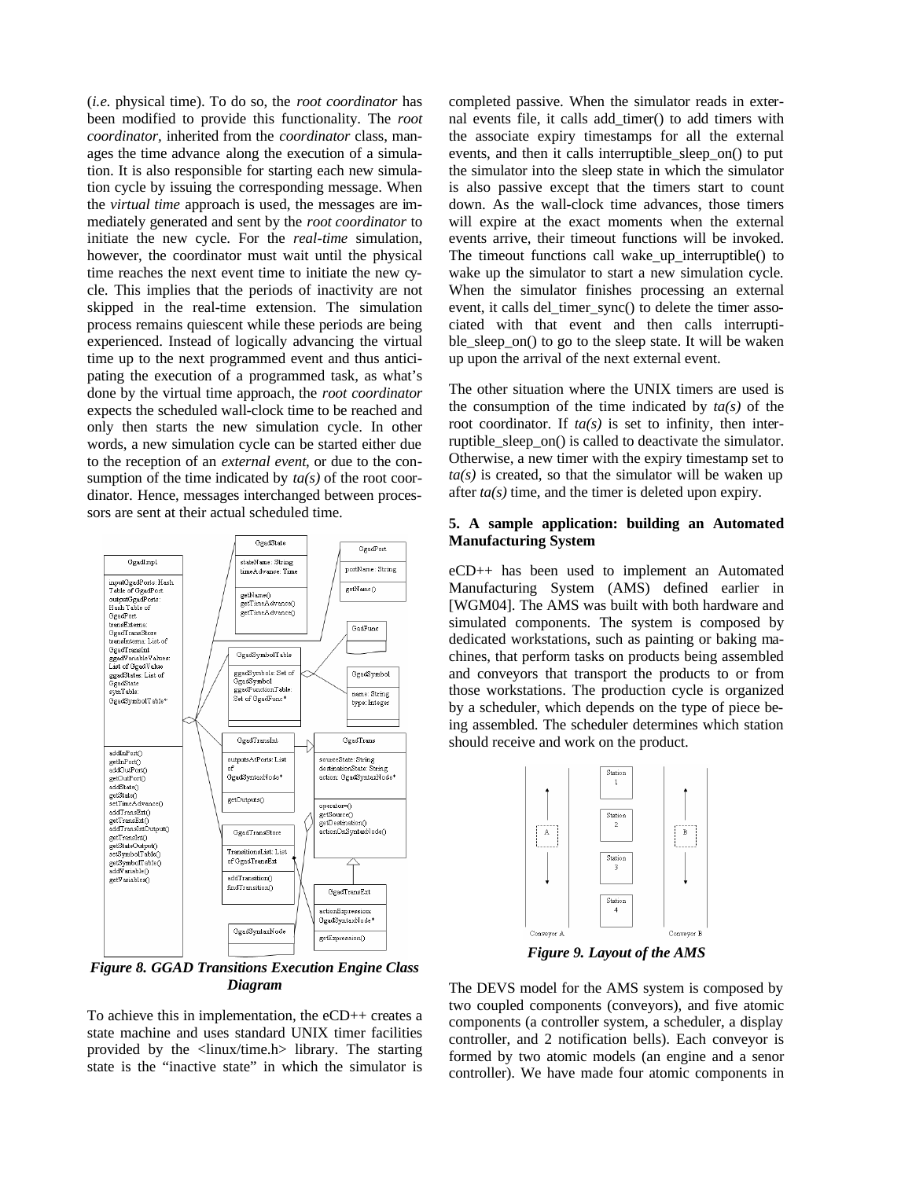(*i.e.* physical time). To do so, the *root coordinator* has been modified to provide this functionality. The *root coordinator*, inherited from the *coordinator* class, manages the time advance along the execution of a simulation. It is also responsible for starting each new simulation cycle by issuing the corresponding message. When the *virtual time* approach is used, the messages are immediately generated and sent by the *root coordinator* to initiate the new cycle. For the *real-time* simulation, however, the coordinator must wait until the physical time reaches the next event time to initiate the new cycle. This implies that the periods of inactivity are not skipped in the real-time extension. The simulation process remains quiescent while these periods are being experienced. Instead of logically advancing the virtual time up to the next programmed event and thus anticipating the execution of a programmed task, as what's done by the virtual time approach, the *root coordinator* expects the scheduled wall-clock time to be reached and only then starts the new simulation cycle. In other words, a new simulation cycle can be started either due to the reception of an *external event*, or due to the consumption of the time indicated by *ta(s)* of the root coordinator. Hence, messages interchanged between processors are sent at their actual scheduled time.

***Figure 8. GGAD Transitions Execution Engine Class Diagram***

To achieve this in implementation, the eCD++ creates a state machine and uses standard UNIX timer facilities provided by the <linux/time.h> library. The starting state is the "inactive state" in which the simulator is completed passive. When the simulator reads in external events file, it calls add_timer() to add timers with the associate expiry timestamps for all the external events, and then it calls interruptible_sleep_on() to put the simulator into the sleep state in which the simulator is also passive except that the timers start to count down. As the wall-clock time advances, those timers will expire at the exact moments when the external events arrive, their timeout functions will be invoked. The timeout functions call wake_up_interruptible() to wake up the simulator to start a new simulation cycle. When the simulator finishes processing an external event, it calls del_timer_sync() to delete the timer associated with that event and then calls interruptible_sleep_on() to go to the sleep state. It will be waken up upon the arrival of the next external event.

The other situation where the UNIX timers are used is the consumption of the time indicated by *ta(s)* of the root coordinator. If *ta(s)* is set to infinity, then interruptible_sleep_on() is called to deactivate the simulator. Otherwise, a new timer with the expiry timestamp set to *ta(s)* is created, so that the simulator will be waken up after *ta(s)* time, and the timer is deleted upon expiry.

#### 5. A sample application: building an Automated Manufacturing System

eCD++ has been used to implement an Automated Manufacturing System (AMS) defined earlier in [WGM04]. The AMS was built with both hardware and simulated components. The system is composed by dedicated workstations, such as painting or baking machines, that perform tasks on products being assembled and conveyors that transport the products to or from those workstations. The production cycle is organized by a scheduler, which depends on the type of piece being assembled. The scheduler determines which station should receive and work on the product.

***Figure 9. Layout of the AMS***

The DEVS model for the AMS system is composed by two coupled components (conveyors), and five atomic components (a controller system, a scheduler, a display controller, and 2 notification bells). Each conveyor is formed by two atomic models (an engine and a senor controller). We have made four atomic components in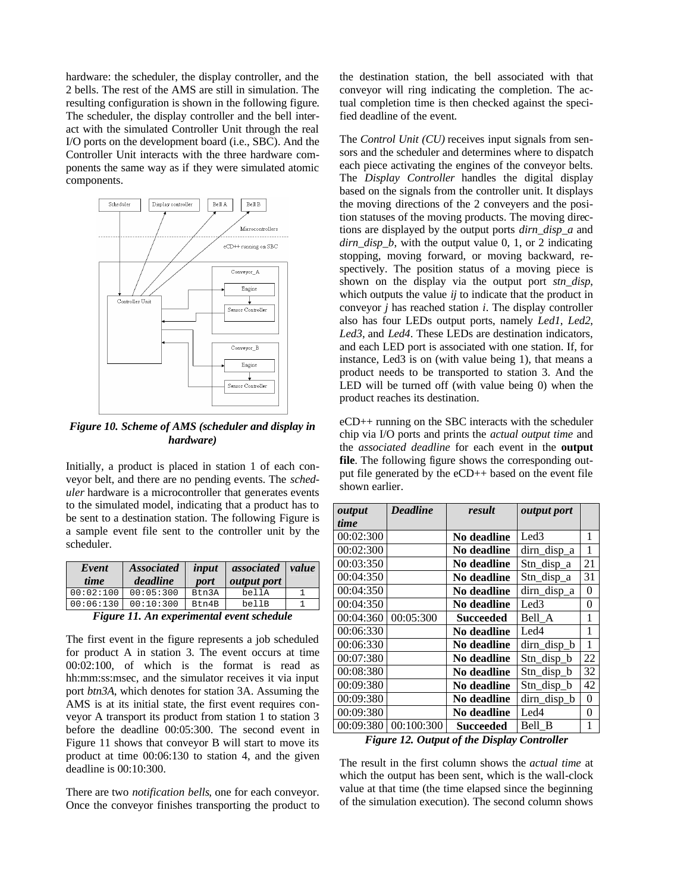hardware: the scheduler, the display controller, and the 2 bells. The rest of the AMS are still in simulation. The resulting configuration is shown in the following figure. The scheduler, the display controller and the bell interact with the simulated Controller Unit through the real I/O ports on the development board (i.e., SBC). And the Controller Unit interacts with the three hardware components the same way as if they were simulated atomic components.

*Figure 10. Scheme of AMS (scheduler and display in hardware)*

Initially, a product is placed in station 1 of each conveyor belt, and there are no pending events. The *scheduler* hardware is a microcontroller that generates events to the simulated model, indicating that a product has to be sent to a destination station. The following Figure is a sample event file sent to the controller unit by the scheduler.

| *Event time* | *Associated deadline* | *input port* | *associated output port* | *value* |
|---|---|---|---|---|
| 00:02:100 | 00:05:300 | Btn3A | bellA | 1 |
| 00:06:130 | 00:10:300 | Btn4B | bellB | 1 |

*Figure 11. An experimental event schedule*

The first event in the figure represents a job scheduled for product A in station 3. The event occurs at time 00:02:100, of which is the format is read as hh:mm:ss:msec, and the simulator receives it via input port *btn3A*, which denotes for station 3A. Assuming the AMS is at its initial state, the first event requires conveyor A transport its product from station 1 to station 3 before the deadline 00:05:300. The second event in Figure 11 shows that conveyor B will start to move its product at time 00:06:130 to station 4, and the given deadline is 00:10:300.

There are two *notification bells*, one for each conveyor. Once the conveyor finishes transporting the product to the destination station, the bell associated with that conveyor will ring indicating the completion. The actual completion time is then checked against the specified deadline of the event.

The *Control Unit (CU)* receives input signals from sensors and the scheduler and determines where to dispatch each piece activating the engines of the conveyor belts. The *Display Controller* handles the digital display based on the signals from the controller unit. It displays the moving directions of the 2 conveyers and the position statuses of the moving products. The moving directions are displayed by the output ports *dirn_disp_a* and *dirn_disp_b*, with the output value 0, 1, or 2 indicating stopping, moving forward, or moving backward, respectively. The position status of a moving piece is shown on the display via the output port *stn_disp*, which outputs the value *ij* to indicate that the product in conveyor *j* has reached station *i*. The display controller also has four LEDs output ports, namely *Led1*, *Led2*, *Led3*, and *Led4*. These LEDs are destination indicators, and each LED port is associated with one station. If, for instance, Led3 is on (with value being 1), that means a product needs to be transported to station 3. And the LED will be turned off (with value being 0) when the product reaches its destination.

eCD++ running on the SBC interacts with the scheduler chip via I/O ports and prints the *actual output time* and the *associated deadline* for each event in the **output file**. The following figure shows the corresponding output file generated by the eCD++ based on the event file shown earlier.

| *output time* | *Deadline* | *result* | *output port* | |
|---|---|---|---|---|
| 00:02:300 | | **No deadline** | Led3 | 1 |
| 00:02:300 | | **No deadline** | dirn_disp_a | 1 |
| 00:03:350 | | **No deadline** | Stn_disp_a | 21 |
| 00:04:350 | | **No deadline** | Stn_disp_a | 31 |
| 00:04:350 | | **No deadline** | dirn_disp_a | 0 |
| 00:04:350 | | **No deadline** | Led3 | 0 |
| 00:04:360 | 00:05:300 | **Succeeded** | Bell_A | 1 |
| 00:06:330 | | **No deadline** | Led4 | 1 |
| 00:06:330 | | **No deadline** | dirn_disp_b | 1 |
| 00:07:380 | | **No deadline** | Stn_disp_b | 22 |
| 00:08:380 | | **No deadline** | Stn_disp_b | 32 |
| 00:09:380 | | **No deadline** | Stn_disp_b | 42 |
| 00:09:380 | | **No deadline** | dirn_disp_b | 0 |
| 00:09:380 | | **No deadline** | Led4 | 0 |
| 00:09:380 | 00:100:300 | **Succeeded** | Bell_B | 1 |

*Figure 12. Output of the Display Controller*

The result in the first column shows the *actual time* at which the output has been sent, which is the wall-clock value at that time (the time elapsed since the beginning of the simulation execution). The second column shows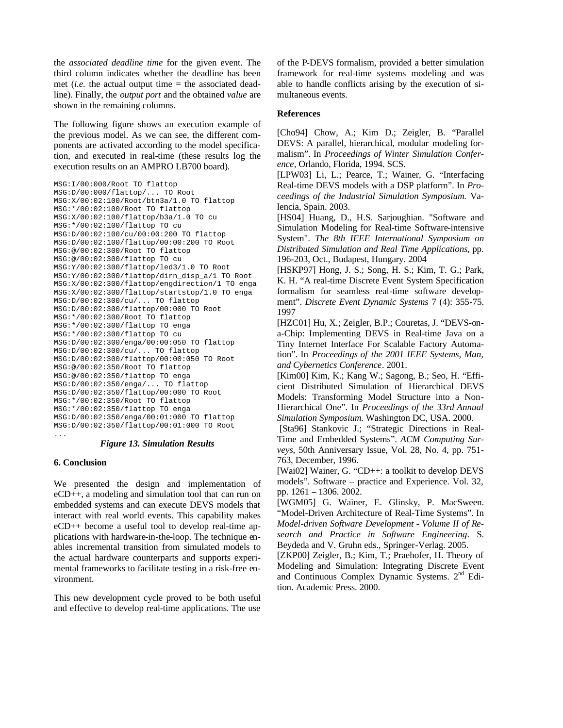the *associated deadline time* for the given event. The third column indicates whether the deadline has been met (*i.e.* the actual output time = the associated deadline). Finally, the *output port* and the obtained *value* are shown in the remaining columns.

The following figure shows an execution example of the previous model. As we can see, the different components are activated according to the model specification, and executed in real-time (these results log the execution results on an AMPRO LB700 board).

```
MSG:I/00:000/Root TO flattop
MSG:D/00:000/flattop/... TO Root
MSG:X/00:02:100/Root/btn3a/1.0 TO flattop
MSG:*/00:02:100/Root TO flattop
MSG:X/00:02:100/flattop/b3a/1.0 TO cu
MSG:*/00:02:100/flattop TO cu
MSG:D/00:02:100/cu/00:00:200 TO flattop
MSG:D/00:02:100/flattop/00:00:200 TO Root
MSG:@/00:02:300/Root TO flattop
MSG:@/00:02:300/flattop TO cu
MSG:Y/00:02:300/flattop/led3/1.0 TO Root
MSG:Y/00:02:300/flattop/dirn_disp_a/1 TO Root
MSG:X/00:02:300/flattop/engdirection/1 TO enga
MSG:X/00:02:300/flattop/startstop/1.0 TO enga
MSG:D/00:02:300/cu/... TO flattop
MSG:D/00:02:300/flattop/00:000 TO Root
MSG:*/00:02:300/Root TO flattop
MSG:*/00:02:300/flattop TO enga
MSG:*/00:02:300/flattop TO cu
MSG:D/00:02:300/enga/00:00:050 TO flattop
MSG:D/00:02:300/cu/... TO flattop
MSG:D/00:02:300/flattop/00:00:050 TO Root
MSG:@/00:02:350/Root TO flattop
MSG:@/00:02:350/flattop TO enga
MSG:D/00:02:350/enga/... TO flattop
MSG:D/00:02:350/flattop/00:000 TO Root
MSG:*/00:02:350/Root TO flattop
MSG:*/00:02:350/flattop TO enga
MSG:D/00:02:350/enga/00:01:000 TO flattop
MSG:D/00:02:350/flattop/00:01:000 TO Root
...
```

***Figure 13. Simulation Results***

## 6. Conclusion

We presented the design and implementation of eCD++, a modeling and simulation tool that can run on embedded systems and can execute DEVS models that interact with real world events. This capability makes eCD++ become a useful tool to develop real-time applications with hardware-in-the-loop. The technique enables incremental transition from simulated models to the actual hardware counterparts and supports experimental frameworks to facilitate testing in a risk-free environment.

This new development cycle proved to be both useful and effective to develop real-time applications. The use of the P-DEVS formalism, provided a better simulation framework for real-time systems modeling and was able to handle conflicts arising by the execution of simultaneous events.

## References

[Cho94] Chow, A.; Kim D.; Zeigler, B. "Parallel DEVS: A parallel, hierarchical, modular modeling formalism". In *Proceedings of Winter Simulation Conference*, Orlando, Florida, 1994. SCS.

[LPW03] Li, L.; Pearce, T.; Wainer, G. "Interfacing Real-time DEVS models with a DSP platform". In *Proceedings of the Industrial Simulation Symposium.* Valencia, Spain. 2003.

[HS04] Huang, D., H.S. Sarjoughian. "Software and Simulation Modeling for Real-time Software-intensive System". *The 8th IEEE International Symposium on Distributed Simulation and Real Time Applications*, pp. 196-203, Oct., Budapest, Hungary. 2004

[HSKP97] Hong, J. S.; Song, H. S.; Kim, T. G.; Park, K. H. "A real-time Discrete Event System Specification formalism for seamless real-time software development". *Discrete Event Dynamic Systems* 7 (4): 355-75. 1997

[HZC01] Hu, X.; Zeigler, B.P.; Couretas, J. "DEVS-on-a-Chip: Implementing DEVS in Real-time Java on a Tiny Internet Interface For Scalable Factory Automation". In *Proceedings of the 2001 IEEE Systems, Man, and Cybernetics Conference*. 2001.

[Kim00] Kim, K.; Kang W.; Sagong, B.; Seo, H. "Efficient Distributed Simulation of Hierarchical DEVS Models: Transforming Model Structure into a Non-Hierarchical One". In *Proceedings of the 33rd Annual Simulation Symposium.* Washington DC, USA. 2000.

[Sta96] Stankovic J.; "Strategic Directions in Real-Time and Embedded Systems". *ACM Computing Surveys*, 50th Anniversary Issue, Vol. 28, No. 4, pp. 751-763, December, 1996.

[Wai02] Wainer, G. "CD++: a toolkit to develop DEVS models". Software – practice and Experience. Vol. 32, pp. 1261 – 1306. 2002.

[WGM05] G. Wainer, E. Glinsky, P. MacSween. "Model-Driven Architecture of Real-Time Systems". In *Model-driven Software Development - Volume II of Research and Practice in Software Engineering*. S. Beydeda and V. Gruhn eds., Springer-Verlag. 2005.

[ZKP00] Zeigler, B.; Kim, T.; Praehofer, H. Theory of Modeling and Simulation: Integrating Discrete Event and Continuous Complex Dynamic Systems. 2nd Edition. Academic Press. 2000.